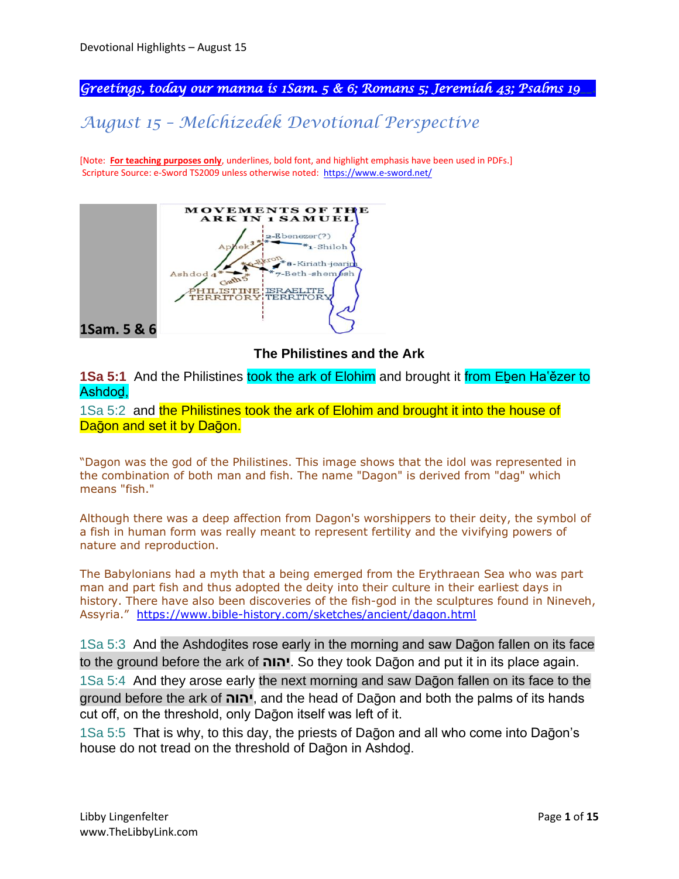*Greetings, today our manna is 1Sam. 5 & 6; Romans 5; Jeremiah 43; Psalms 19*

## *August 15 – Melchizedek Devotional Perspective*

[Note: **For teaching purposes only**, underlines, bold font, and highlight emphasis have been used in PDFs.]
Scripture Source: e-Sword TS2009 unless otherwise noted: https://www.e-sword.net/

**1Sam. 5 & 6**

### The Philistines and the Ark

**1Sa 5:1** And the Philistines took the ark of Elohim and brought it from Eḇen Haʽězer to Ashdoḏ,

1Sa 5:2 and the Philistines took the ark of Elohim and brought it into the house of Dağon and set it by Dağon.

"Dagon was the god of the Philistines. This image shows that the idol was represented in the combination of both man and fish. The name "Dagon" is derived from "dag" which means "fish."

Although there was a deep affection from Dagon's worshippers to their deity, the symbol of a fish in human form was really meant to represent fertility and the vivifying powers of nature and reproduction.

The Babylonians had a myth that a being emerged from the Erythraean Sea who was part man and part fish and thus adopted the deity into their culture in their earliest days in history. There have also been discoveries of the fish-god in the sculptures found in Nineveh, Assyria." https://www.bible-history.com/sketches/ancient/dagon.html

1Sa 5:3 And the Ashdoḏites rose early in the morning and saw Dağon fallen on its face to the ground before the ark of **יהוה**. So they took Dağon and put it in its place again.

1Sa 5:4 And they arose early the next morning and saw Dağon fallen on its face to the ground before the ark of **יהוה**, and the head of Dağon and both the palms of its hands cut off, on the threshold, only Dağon itself was left of it.

1Sa 5:5 That is why, to this day, the priests of Dağon and all who come into Dağon's house do not tread on the threshold of Dağon in Ashdoḏ.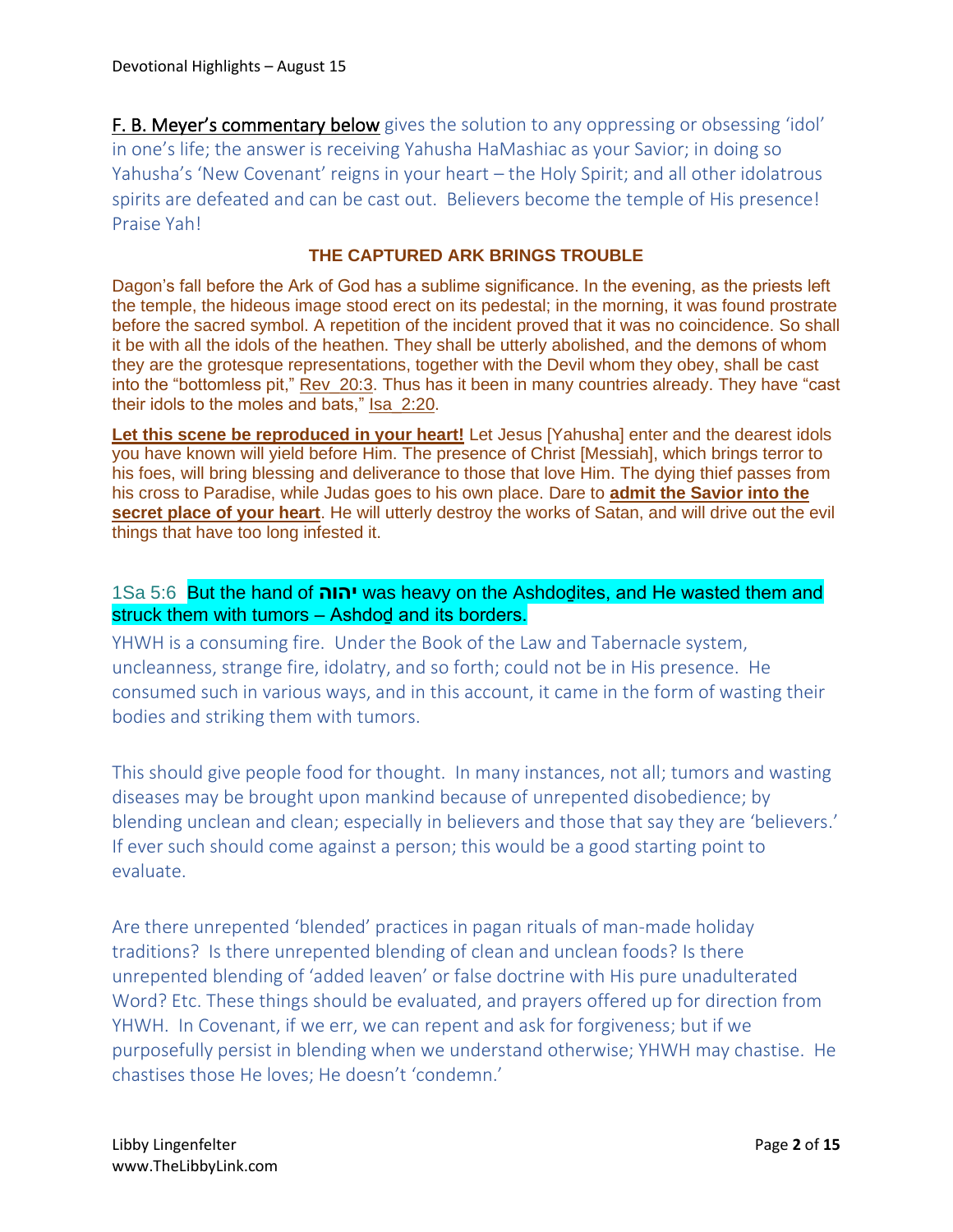**F. B. Meyer's commentary below** gives the solution to any oppressing or obsessing 'idol' in one's life; the answer is receiving Yahusha HaMashiac as your Savior; in doing so Yahusha's 'New Covenant' reigns in your heart – the Holy Spirit; and all other idolatrous spirits are defeated and can be cast out. Believers become the temple of His presence! Praise Yah!

### THE CAPTURED ARK BRINGS TROUBLE

Dagon's fall before the Ark of God has a sublime significance. In the evening, as the priests left the temple, the hideous image stood erect on its pedestal; in the morning, it was found prostrate before the sacred symbol. A repetition of the incident proved that it was no coincidence. So shall it be with all the idols of the heathen. They shall be utterly abolished, and the demons of whom they are the grotesque representations, together with the Devil whom they obey, shall be cast into the "bottomless pit," Rev_20:3. Thus has it been in many countries already. They have "cast their idols to the moles and bats," Isa_2:20.

**Let this scene be reproduced in your heart!** Let Jesus [Yahusha] enter and the dearest idols you have known will yield before Him. The presence of Christ [Messiah], which brings terror to his foes, will bring blessing and deliverance to those that love Him. The dying thief passes from his cross to Paradise, while Judas goes to his own place. Dare to **admit the Savior into the secret place of your heart**. He will utterly destroy the works of Satan, and will drive out the evil things that have too long infested it.

1Sa 5:6 But the hand of **יהוה** was heavy on the Ashdoḏites, and He wasted them and struck them with tumors – Ashdoḏ and its borders.

YHWH is a consuming fire. Under the Book of the Law and Tabernacle system, uncleanness, strange fire, idolatry, and so forth; could not be in His presence. He consumed such in various ways, and in this account, it came in the form of wasting their bodies and striking them with tumors.

This should give people food for thought. In many instances, not all; tumors and wasting diseases may be brought upon mankind because of unrepented disobedience; by blending unclean and clean; especially in believers and those that say they are 'believers.' If ever such should come against a person; this would be a good starting point to evaluate.

Are there unrepented 'blended' practices in pagan rituals of man-made holiday traditions? Is there unrepented blending of clean and unclean foods? Is there unrepented blending of 'added leaven' or false doctrine with His pure unadulterated Word? Etc. These things should be evaluated, and prayers offered up for direction from YHWH. In Covenant, if we err, we can repent and ask for forgiveness; but if we purposefully persist in blending when we understand otherwise; YHWH may chastise. He chastises those He loves; He doesn't 'condemn.'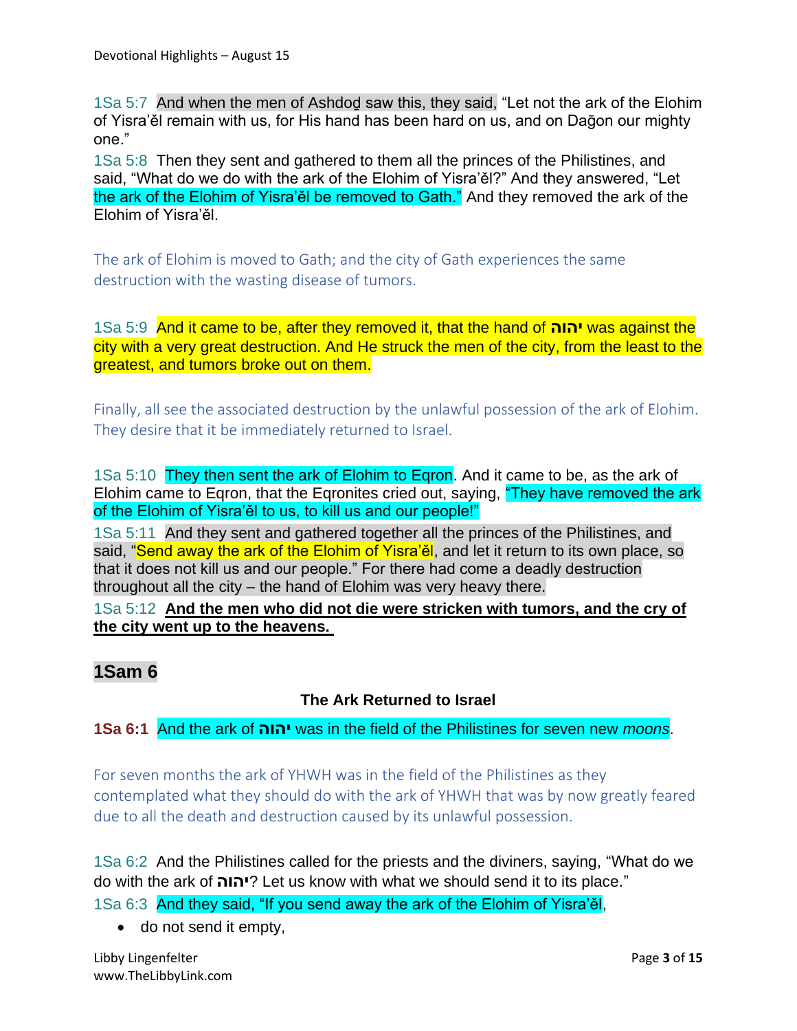1Sa 5:7 And when the men of Ashdoḏ saw this, they said, "Let not the ark of the Elohim of Yisra'ěl remain with us, for His hand has been hard on us, and on Daḡon our mighty one."

1Sa 5:8 Then they sent and gathered to them all the princes of the Philistines, and said, "What do we do with the ark of the Elohim of Yisra'ěl?" And they answered, "Let the ark of the Elohim of Yisra'ěl be removed to Gath." And they removed the ark of the Elohim of Yisra'ěl.

The ark of Elohim is moved to Gath; and the city of Gath experiences the same destruction with the wasting disease of tumors.

1Sa 5:9 And it came to be, after they removed it, that the hand of **יהוה** was against the city with a very great destruction. And He struck the men of the city, from the least to the greatest, and tumors broke out on them.

Finally, all see the associated destruction by the unlawful possession of the ark of Elohim. They desire that it be immediately returned to Israel.

1Sa 5:10 They then sent the ark of Elohim to Eqron. And it came to be, as the ark of Elohim came to Eqron, that the Eqronites cried out, saying, "They have removed the ark of the Elohim of Yisra'ěl to us, to kill us and our people!"

1Sa 5:11 And they sent and gathered together all the princes of the Philistines, and said, "Send away the ark of the Elohim of Yisra'ěl, and let it return to its own place, so that it does not kill us and our people." For there had come a deadly destruction throughout all the city – the hand of Elohim was very heavy there.

1Sa 5:12 **And the men who did not die were stricken with tumors, and the cry of the city went up to the heavens.**

## 1Sam 6

### The Ark Returned to Israel

**1Sa 6:1** And the ark of **יהוה** was in the field of the Philistines for seven new *moons*.

For seven months the ark of YHWH was in the field of the Philistines as they contemplated what they should do with the ark of YHWH that was by now greatly feared due to all the death and destruction caused by its unlawful possession.

1Sa 6:2 And the Philistines called for the priests and the diviners, saying, "What do we do with the ark of **יהוה**? Let us know with what we should send it to its place."

1Sa 6:3 And they said, "If you send away the ark of the Elohim of Yisra'ěl,

- do not send it empty,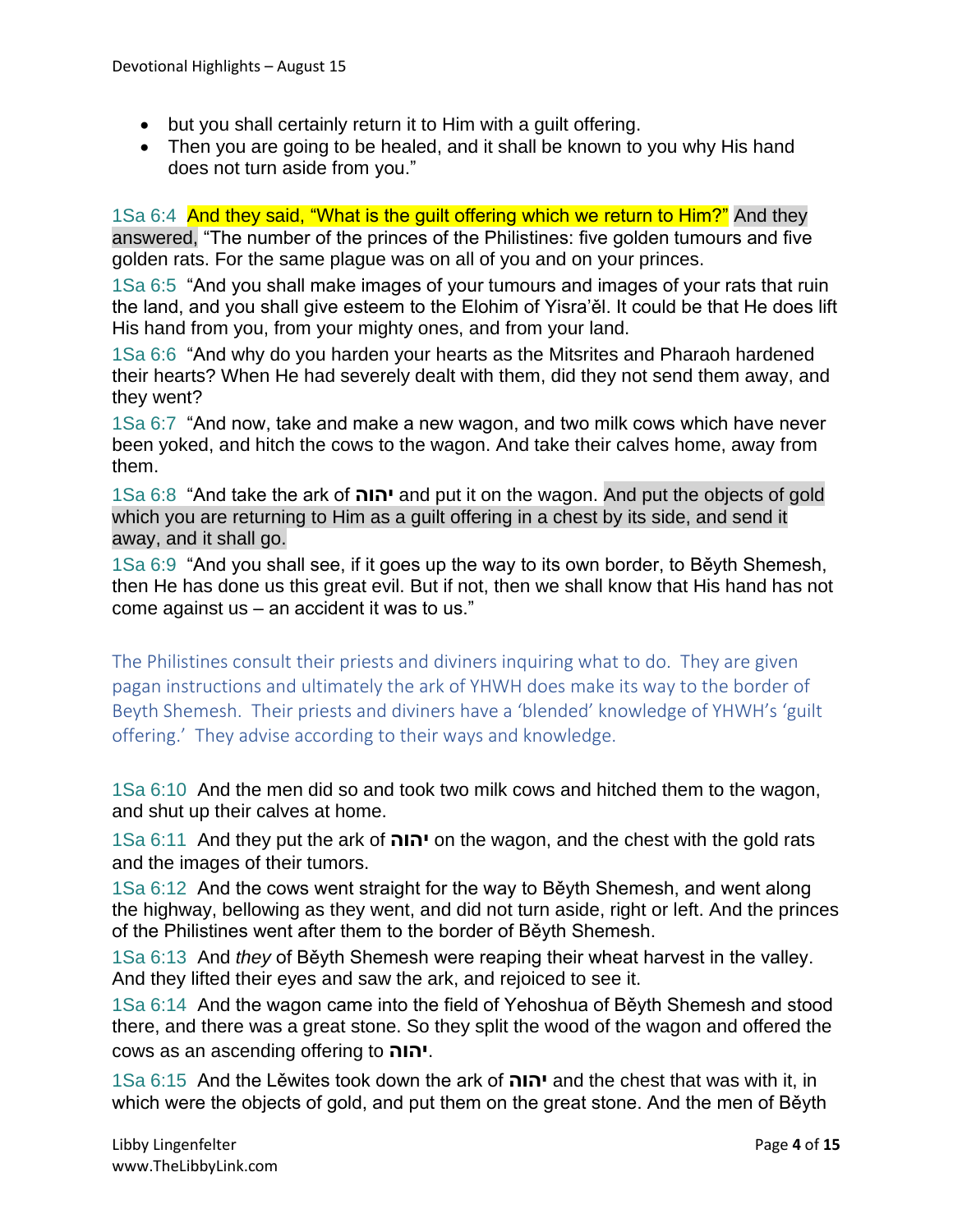- but you shall certainly return it to Him with a guilt offering.
- Then you are going to be healed, and it shall be known to you why His hand does not turn aside from you."

1Sa 6:4 And they said, "What is the guilt offering which we return to Him?" And they answered, "The number of the princes of the Philistines: five golden tumours and five golden rats. For the same plague was on all of you and on your princes.

1Sa 6:5 "And you shall make images of your tumours and images of your rats that ruin the land, and you shall give esteem to the Elohim of Yisra'ěl. It could be that He does lift His hand from you, from your mighty ones, and from your land.

1Sa 6:6 "And why do you harden your hearts as the Mitsrites and Pharaoh hardened their hearts? When He had severely dealt with them, did they not send them away, and they went?

1Sa 6:7 "And now, take and make a new wagon, and two milk cows which have never been yoked, and hitch the cows to the wagon. And take their calves home, away from them.

1Sa 6:8 "And take the ark of **יהוה** and put it on the wagon. And put the objects of gold which you are returning to Him as a guilt offering in a chest by its side, and send it away, and it shall go.

1Sa 6:9 "And you shall see, if it goes up the way to its own border, to Běyth Shemesh, then He has done us this great evil. But if not, then we shall know that His hand has not come against us – an accident it was to us."

The Philistines consult their priests and diviners inquiring what to do. They are given pagan instructions and ultimately the ark of YHWH does make its way to the border of Beyth Shemesh. Their priests and diviners have a 'blended' knowledge of YHWH's 'guilt offering.' They advise according to their ways and knowledge.

1Sa 6:10 And the men did so and took two milk cows and hitched them to the wagon, and shut up their calves at home.

1Sa 6:11 And they put the ark of **יהוה** on the wagon, and the chest with the gold rats and the images of their tumors.

1Sa 6:12 And the cows went straight for the way to Běyth Shemesh, and went along the highway, bellowing as they went, and did not turn aside, right or left. And the princes of the Philistines went after them to the border of Běyth Shemesh.

1Sa 6:13 And *they* of Běyth Shemesh were reaping their wheat harvest in the valley. And they lifted their eyes and saw the ark, and rejoiced to see it.

1Sa 6:14 And the wagon came into the field of Yehoshua of Běyth Shemesh and stood there, and there was a great stone. So they split the wood of the wagon and offered the cows as an ascending offering to **יהוה**.

1Sa 6:15 And the Lěwites took down the ark of **יהוה** and the chest that was with it, in which were the objects of gold, and put them on the great stone. And the men of Běyth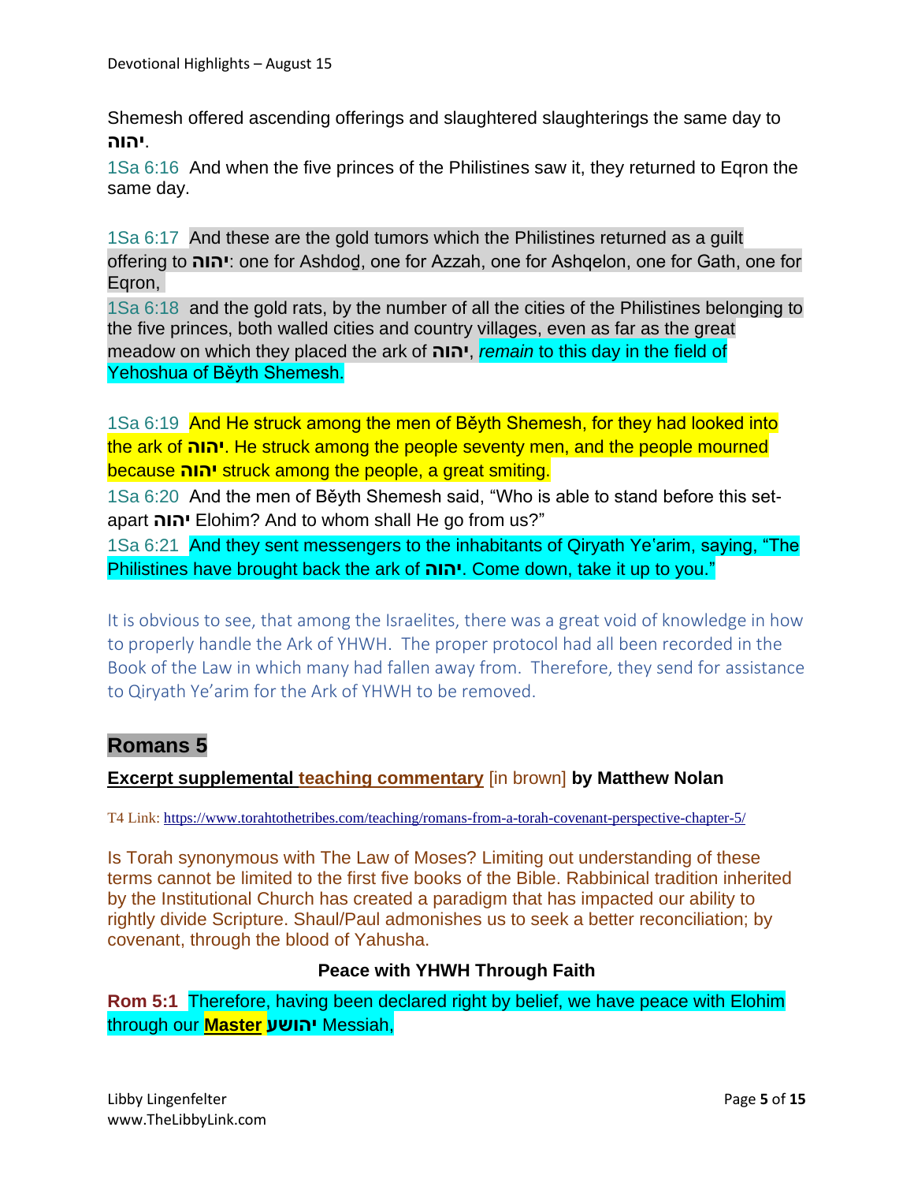Shemesh offered ascending offerings and slaughtered slaughterings the same day to **יהוה**.

1Sa 6:16 And when the five princes of the Philistines saw it, they returned to Eqron the same day.

1Sa 6:17 And these are the gold tumors which the Philistines returned as a guilt offering to **יהוה**: one for Ashdoḏ, one for Azzah, one for Ashqelon, one for Gath, one for Eqron,

1Sa 6:18 and the gold rats, by the number of all the cities of the Philistines belonging to the five princes, both walled cities and country villages, even as far as the great meadow on which they placed the ark of **יהוה**, *remain* to this day in the field of Yehoshua of Běyth Shemesh.

1Sa 6:19 And He struck among the men of Běyth Shemesh, for they had looked into the ark of **יהוה**. He struck among the people seventy men, and the people mourned because **יהוה** struck among the people, a great smiting.

1Sa 6:20 And the men of Běyth Shemesh said, "Who is able to stand before this set-apart **יהוה** Elohim? And to whom shall He go from us?"

1Sa 6:21 And they sent messengers to the inhabitants of Qiryath Ye'arim, saying, "The Philistines have brought back the ark of **יהוה**. Come down, take it up to you."

It is obvious to see, that among the Israelites, there was a great void of knowledge in how to properly handle the Ark of YHWH. The proper protocol had all been recorded in the Book of the Law in which many had fallen away from. Therefore, they send for assistance to Qiryath Ye'arim for the Ark of YHWH to be removed.

## Romans 5

**Excerpt supplemental teaching commentary [in brown] by Matthew Nolan**

T4 Link: https://www.torahtothetribes.com/teaching/romans-from-a-torah-covenant-perspective-chapter-5/

Is Torah synonymous with The Law of Moses? Limiting out understanding of these terms cannot be limited to the first five books of the Bible. Rabbinical tradition inherited by the Institutional Church has created a paradigm that has impacted our ability to rightly divide Scripture. Shaul/Paul admonishes us to seek a better reconciliation; by covenant, through the blood of Yahusha.

### Peace with YHWH Through Faith

**Rom 5:1** Therefore, having been declared right by belief, we have peace with Elohim through our **Master** **יהושע** Messiah,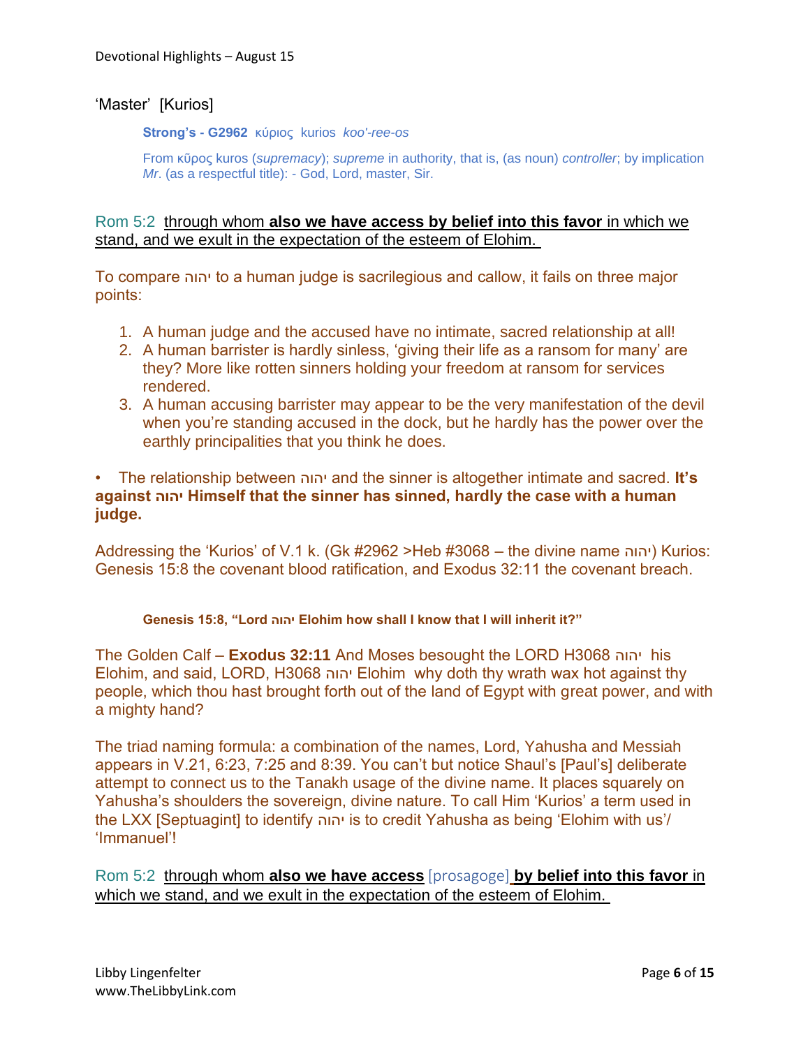'Master' [Kurios]

> **Strong's - G2962** κύριος kurios *koo'-ree-os*
>
> From κῦρος kuros (*supremacy*); *supreme* in authority, that is, (as noun) *controller*; by implication *Mr*. (as a respectful title): - God, Lord, master, Sir.

Rom 5:2 through whom **also we have access by belief into this favor** in which we stand, and we exult in the expectation of the esteem of Elohim.

To compare יהוה to a human judge is sacrilegious and callow, it fails on three major points:

1. A human judge and the accused have no intimate, sacred relationship at all!
2. A human barrister is hardly sinless, 'giving their life as a ransom for many' are they? More like rotten sinners holding your freedom at ransom for services rendered.
3. A human accusing barrister may appear to be the very manifestation of the devil when you're standing accused in the dock, but he hardly has the power over the earthly principalities that you think he does.

- The relationship between יהוה and the sinner is altogether intimate and sacred. **It's against יהוה Himself that the sinner has sinned, hardly the case with a human judge.**

Addressing the 'Kurios' of V.1 k. (Gk #2962 >Heb #3068 – the divine name יהוה) Kurios: Genesis 15:8 the covenant blood ratification, and Exodus 32:11 the covenant breach.

> **Genesis 15:8, "Lord יהוה Elohim how shall I know that I will inherit it?"**

The Golden Calf – **Exodus 32:11** And Moses besought the LORD H3068 יהוה his Elohim, and said, LORD, H3068 יהוה Elohim why doth thy wrath wax hot against thy people, which thou hast brought forth out of the land of Egypt with great power, and with a mighty hand?

The triad naming formula: a combination of the names, Lord, Yahusha and Messiah appears in V.21, 6:23, 7:25 and 8:39. You can't but notice Shaul's [Paul's] deliberate attempt to connect us to the Tanakh usage of the divine name. It places squarely on Yahusha's shoulders the sovereign, divine nature. To call Him 'Kurios' a term used in the LXX [Septuagint] to identify יהוה is to credit Yahusha as being 'Elohim with us'/ 'Immanuel'!

Rom 5:2 through whom **also we have access** [prosagoge] **by belief into this favor** in which we stand, and we exult in the expectation of the esteem of Elohim.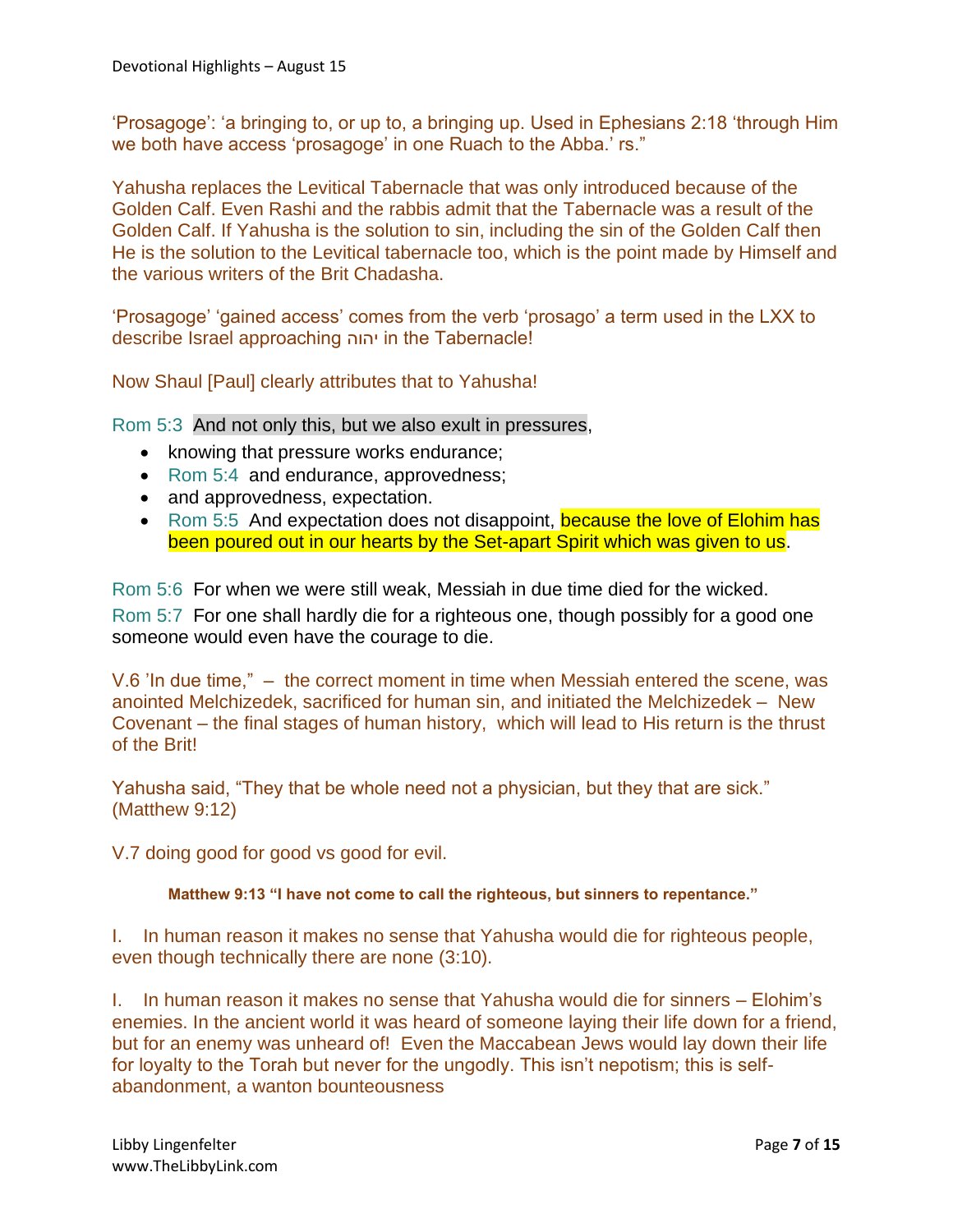'Prosagoge': 'a bringing to, or up to, a bringing up. Used in Ephesians 2:18 'through Him we both have access 'prosagoge' in one Ruach to the Abba.' rs."

Yahusha replaces the Levitical Tabernacle that was only introduced because of the Golden Calf. Even Rashi and the rabbis admit that the Tabernacle was a result of the Golden Calf. If Yahusha is the solution to sin, including the sin of the Golden Calf then He is the solution to the Levitical tabernacle too, which is the point made by Himself and the various writers of the Brit Chadasha.

'Prosagoge' 'gained access' comes from the verb 'prosago' a term used in the LXX to describe Israel approaching יהוה in the Tabernacle!

Now Shaul [Paul] clearly attributes that to Yahusha!

Rom 5:3 And not only this, but we also exult in pressures,

- knowing that pressure works endurance;
- Rom 5:4 and endurance, approvedness;
- and approvedness, expectation.
- Rom 5:5 And expectation does not disappoint, because the love of Elohim has been poured out in our hearts by the Set-apart Spirit which was given to us.

Rom 5:6 For when we were still weak, Messiah in due time died for the wicked.

Rom 5:7 For one shall hardly die for a righteous one, though possibly for a good one someone would even have the courage to die.

V.6 'In due time," – the correct moment in time when Messiah entered the scene, was anointed Melchizedek, sacrificed for human sin, and initiated the Melchizedek – New Covenant – the final stages of human history, which will lead to His return is the thrust of the Brit!

Yahusha said, "They that be whole need not a physician, but they that are sick." (Matthew 9:12)

V.7 doing good for good vs good for evil.

**Matthew 9:13 "I have not come to call the righteous, but sinners to repentance."**

I. In human reason it makes no sense that Yahusha would die for righteous people, even though technically there are none (3:10).

I. In human reason it makes no sense that Yahusha would die for sinners – Elohim's enemies. In the ancient world it was heard of someone laying their life down for a friend, but for an enemy was unheard of! Even the Maccabean Jews would lay down their life for loyalty to the Torah but never for the ungodly. This isn't nepotism; this is self-abandonment, a wanton bounteousness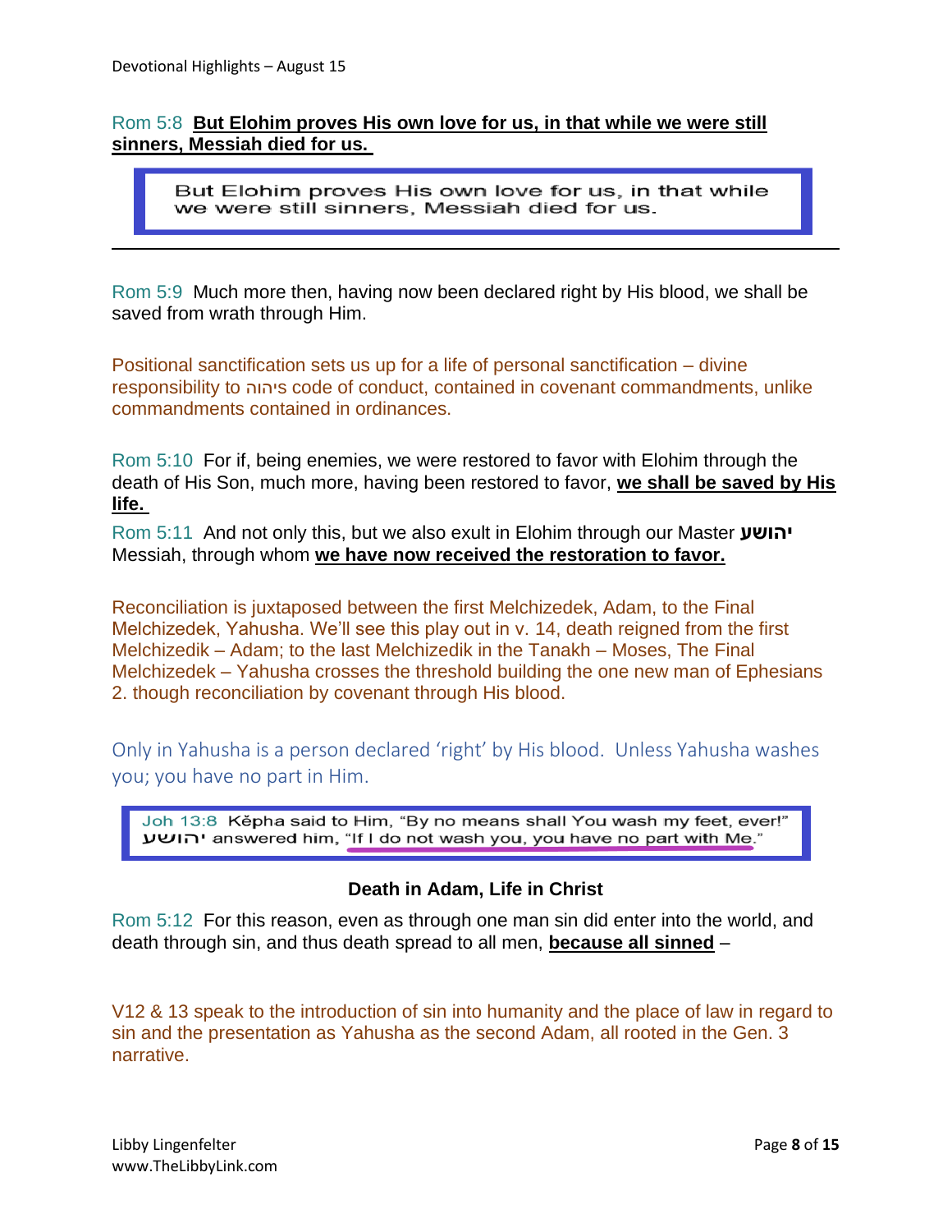Rom 5:8 **<u>But Elohim proves His own love for us, in that while we were still sinners, Messiah died for us.</u>**

> But Elohim proves His own love for us, in that while we were still sinners, Messiah died for us.

---

Rom 5:9 Much more then, having now been declared right by His blood, we shall be saved from wrath through Him.

Positional sanctification sets us up for a life of personal sanctification – divine responsibility to יהוה's code of conduct, contained in covenant commandments, unlike commandments contained in ordinances.

Rom 5:10 For if, being enemies, we were restored to favor with Elohim through the death of His Son, much more, having been restored to favor, **<u>we shall be saved by His life.</u>**

Rom 5:11 And not only this, but we also exult in Elohim through our Master **יהושע** Messiah, through whom **<u>we have now received the restoration to favor.</u>**

Reconciliation is juxtaposed between the first Melchizedek, Adam, to the Final Melchizedek, Yahusha. We'll see this play out in v. 14, death reigned from the first Melchizedik – Adam; to the last Melchizedik in the Tanakh – Moses, The Final Melchizedek – Yahusha crosses the threshold building the one new man of Ephesians 2. though reconciliation by covenant through His blood.

Only in Yahusha is a person declared 'right' by His blood. Unless Yahusha washes you; you have no part in Him.

> Joh 13:8 Kĕpha said to Him, "By no means shall You wash my feet, ever!" יהושע answered him, "<u>If I do not wash you, you have no part with Me.</u>"

**Death in Adam, Life in Christ**

Rom 5:12 For this reason, even as through one man sin did enter into the world, and death through sin, and thus death spread to all men, **<u>because all sinned</u>** –

V12 & 13 speak to the introduction of sin into humanity and the place of law in regard to sin and the presentation as Yahusha as the second Adam, all rooted in the Gen. 3 narrative.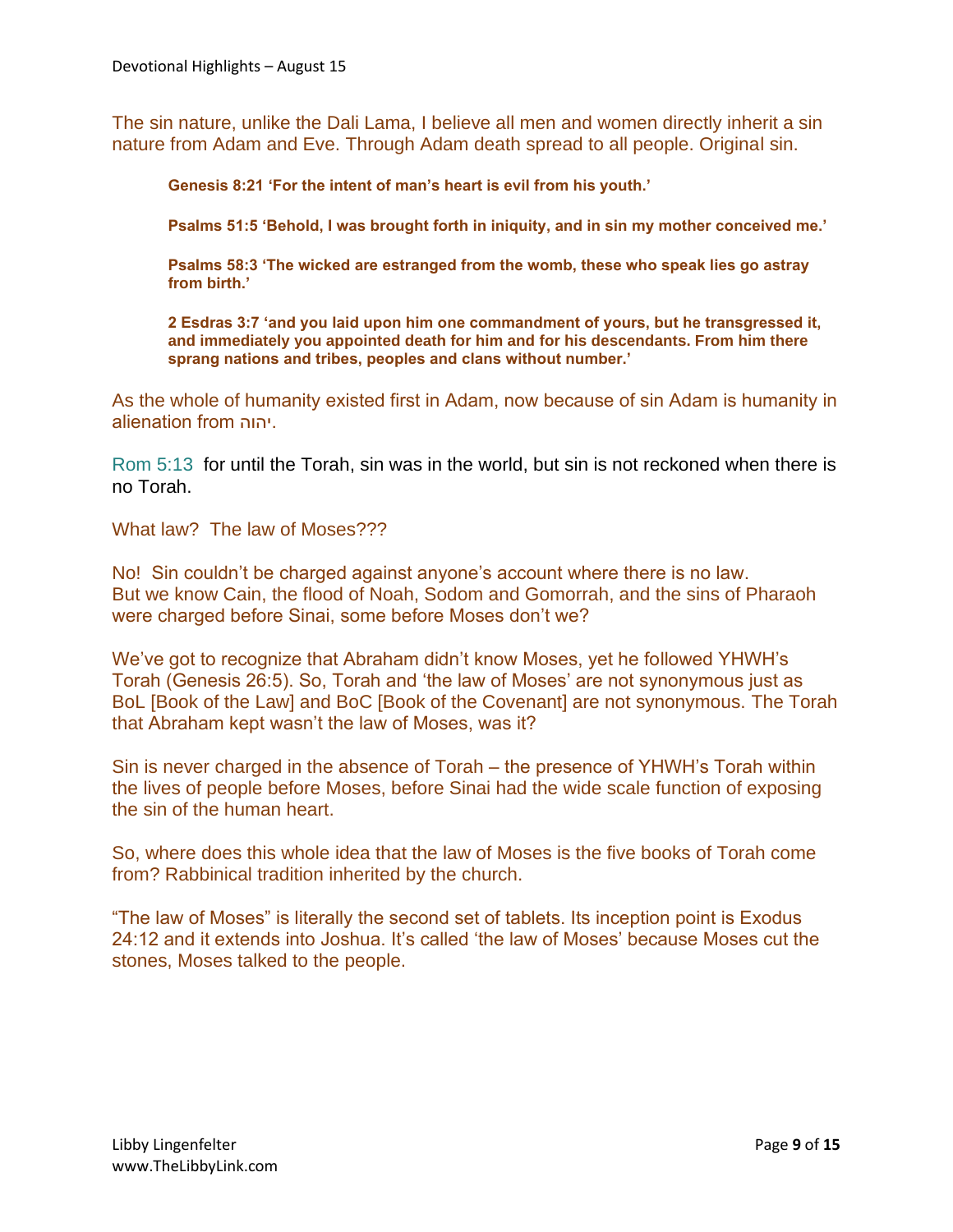The sin nature, unlike the Dali Lama, I believe all men and women directly inherit a sin nature from Adam and Eve. Through Adam death spread to all people. Original sin.

> **Genesis 8:21 'For the intent of man's heart is evil from his youth.'**
>
> **Psalms 51:5 'Behold, I was brought forth in iniquity, and in sin my mother conceived me.'**
>
> **Psalms 58:3 'The wicked are estranged from the womb, these who speak lies go astray from birth.'**
>
> **2 Esdras 3:7 'and you laid upon him one commandment of yours, but he transgressed it, and immediately you appointed death for him and for his descendants. From him there sprang nations and tribes, peoples and clans without number.'**

As the whole of humanity existed first in Adam, now because of sin Adam is humanity in alienation from יהוה.

Rom 5:13 for until the Torah, sin was in the world, but sin is not reckoned when there is no Torah.

What law? The law of Moses???

No! Sin couldn't be charged against anyone's account where there is no law. But we know Cain, the flood of Noah, Sodom and Gomorrah, and the sins of Pharaoh were charged before Sinai, some before Moses don't we?

We've got to recognize that Abraham didn't know Moses, yet he followed YHWH's Torah (Genesis 26:5). So, Torah and 'the law of Moses' are not synonymous just as BoL [Book of the Law] and BoC [Book of the Covenant] are not synonymous. The Torah that Abraham kept wasn't the law of Moses, was it?

Sin is never charged in the absence of Torah – the presence of YHWH's Torah within the lives of people before Moses, before Sinai had the wide scale function of exposing the sin of the human heart.

So, where does this whole idea that the law of Moses is the five books of Torah come from? Rabbinical tradition inherited by the church.

"The law of Moses" is literally the second set of tablets. Its inception point is Exodus 24:12 and it extends into Joshua. It's called 'the law of Moses' because Moses cut the stones, Moses talked to the people.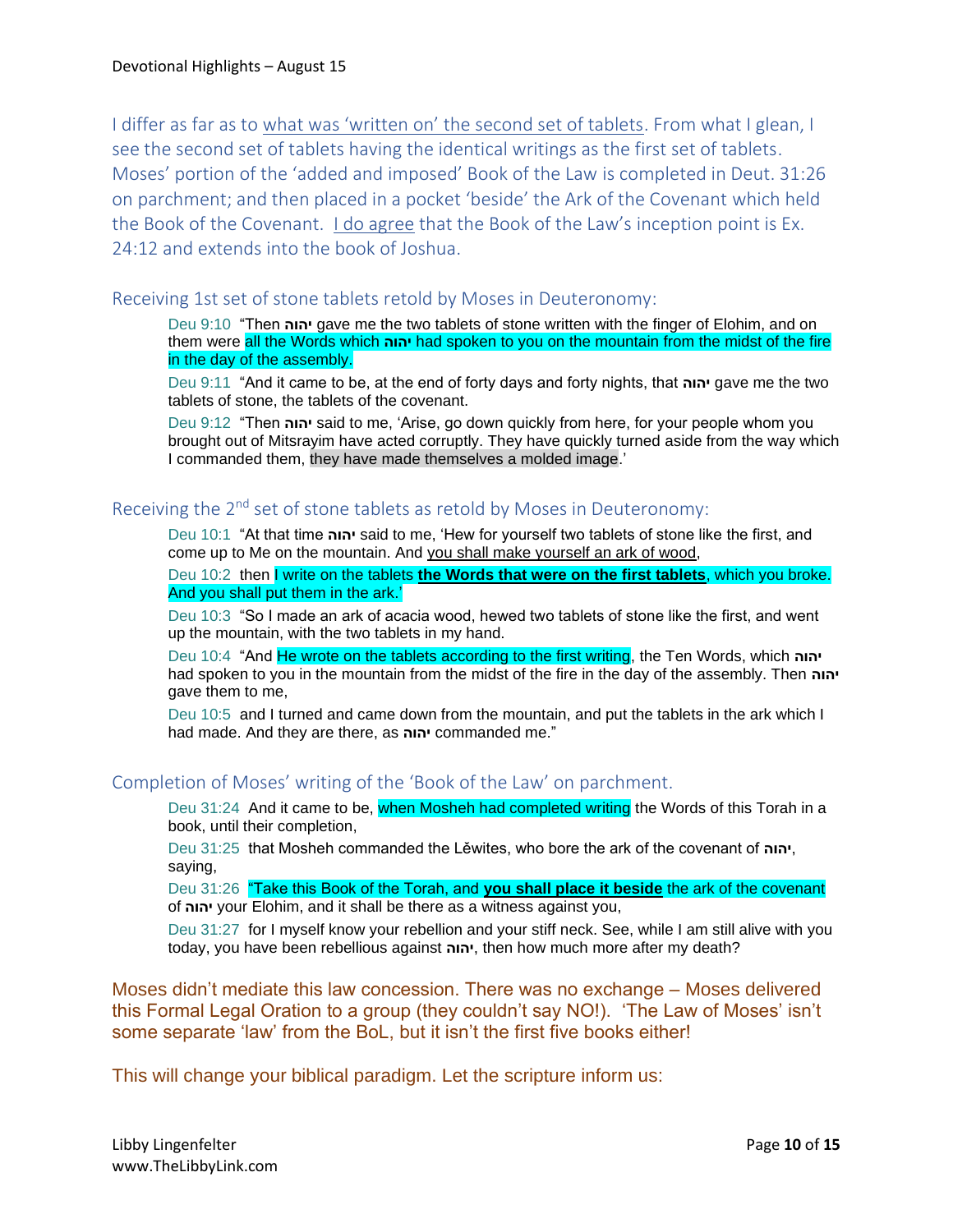I differ as far as to what was 'written on' the second set of tablets. From what I glean, I see the second set of tablets having the identical writings as the first set of tablets. Moses' portion of the 'added and imposed' Book of the Law is completed in Deut. 31:26 on parchment; and then placed in a pocket 'beside' the Ark of the Covenant which held the Book of the Covenant. I do agree that the Book of the Law's inception point is Ex. 24:12 and extends into the book of Joshua.

## Receiving 1st set of stone tablets retold by Moses in Deuteronomy:

> Deu 9:10 "Then יהוה gave me the two tablets of stone written with the finger of Elohim, and on them were all the Words which יהוה had spoken to you on the mountain from the midst of the fire in the day of the assembly.
>
> Deu 9:11 "And it came to be, at the end of forty days and forty nights, that יהוה gave me the two tablets of stone, the tablets of the covenant.
>
> Deu 9:12 "Then יהוה said to me, 'Arise, go down quickly from here, for your people whom you brought out of Mitsrayim have acted corruptly. They have quickly turned aside from the way which I commanded them, they have made themselves a molded image.'

## Receiving the 2nd set of stone tablets as retold by Moses in Deuteronomy:

> Deu 10:1 "At that time יהוה said to me, 'Hew for yourself two tablets of stone like the first, and come up to Me on the mountain. And you shall make yourself an ark of wood,
>
> Deu 10:2 then I write on the tablets **the Words that were on the first tablets**, which you broke. And you shall put them in the ark.'
>
> Deu 10:3 "So I made an ark of acacia wood, hewed two tablets of stone like the first, and went up the mountain, with the two tablets in my hand.
>
> Deu 10:4 "And He wrote on the tablets according to the first writing, the Ten Words, which יהוה had spoken to you in the mountain from the midst of the fire in the day of the assembly. Then יהוה gave them to me,
>
> Deu 10:5 and I turned and came down from the mountain, and put the tablets in the ark which I had made. And they are there, as יהוה commanded me."

## Completion of Moses' writing of the 'Book of the Law' on parchment.

> Deu 31:24 And it came to be, when Mosheh had completed writing the Words of this Torah in a book, until their completion,
>
> Deu 31:25 that Mosheh commanded the Lěwites, who bore the ark of the covenant of יהוה, saying,
>
> Deu 31:26 "Take this Book of the Torah, and **you shall place it beside** the ark of the covenant of יהוה your Elohim, and it shall be there as a witness against you,
>
> Deu 31:27 for I myself know your rebellion and your stiff neck. See, while I am still alive with you today, you have been rebellious against יהוה, then how much more after my death?

Moses didn't mediate this law concession. There was no exchange – Moses delivered this Formal Legal Oration to a group (they couldn't say NO!). 'The Law of Moses' isn't some separate 'law' from the BoL, but it isn't the first five books either!

This will change your biblical paradigm. Let the scripture inform us: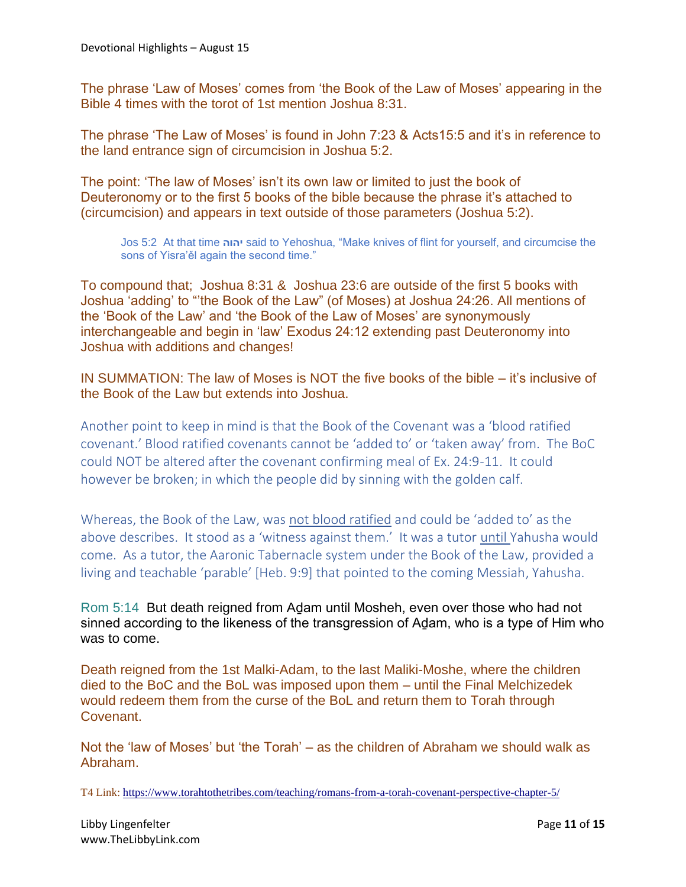The phrase ‘Law of Moses’ comes from ‘the Book of the Law of Moses’ appearing in the Bible 4 times with the torot of 1st mention Joshua 8:31.

The phrase ‘The Law of Moses’ is found in John 7:23 & Acts15:5 and it’s in reference to the land entrance sign of circumcision in Joshua 5:2.

The point: ‘The law of Moses’ isn’t its own law or limited to just the book of Deuteronomy or to the first 5 books of the bible because the phrase it’s attached to (circumcision) and appears in text outside of those parameters (Joshua 5:2).

> Jos 5:2 At that time **יהוה** said to Yehoshua, “Make knives of flint for yourself, and circumcise the sons of Yisra’ěl again the second time.”

To compound that; Joshua 8:31 & Joshua 23:6 are outside of the first 5 books with Joshua ‘adding’ to “’the Book of the Law” (of Moses) at Joshua 24:26. All mentions of the ‘Book of the Law’ and ‘the Book of the Law of Moses’ are synonymously interchangeable and begin in ‘law’ Exodus 24:12 extending past Deuteronomy into Joshua with additions and changes!

IN SUMMATION: The law of Moses is NOT the five books of the bible – it’s inclusive of the Book of the Law but extends into Joshua.

Another point to keep in mind is that the Book of the Covenant was a ‘blood ratified covenant.’ Blood ratified covenants cannot be ‘added to’ or ‘taken away’ from. The BoC could NOT be altered after the covenant confirming meal of Ex. 24:9-11. It could however be broken; in which the people did by sinning with the golden calf.

Whereas, the Book of the Law, was <u>not blood ratified</u> and could be ‘added to’ as the above describes. It stood as a ‘witness against them.’ It was a tutor <u>until</u> Yahusha would come. As a tutor, the Aaronic Tabernacle system under the Book of the Law, provided a living and teachable ‘parable’ [Heb. 9:9] that pointed to the coming Messiah, Yahusha.

Rom 5:14 But death reigned from Aḏam until Mosheh, even over those who had not sinned according to the likeness of the transgression of Aḏam, who is a type of Him who was to come.

Death reigned from the 1st Malki-Adam, to the last Maliki-Moshe, where the children died to the BoC and the BoL was imposed upon them – until the Final Melchizedek would redeem them from the curse of the BoL and return them to Torah through Covenant.

Not the ‘law of Moses’ but ‘the Torah’ – as the children of Abraham we should walk as Abraham.

T4 Link: https://www.torahtothetribes.com/teaching/romans-from-a-torah-covenant-perspective-chapter-5/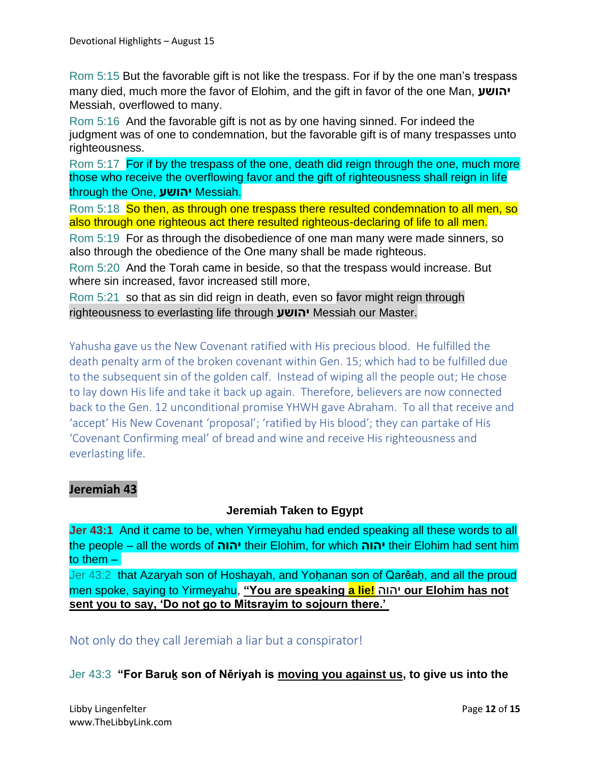Rom 5:15 But the favorable gift is not like the trespass. For if by the one man's trespass many died, much more the favor of Elohim, and the gift in favor of the one Man, **יהושע** Messiah, overflowed to many.

Rom 5:16 And the favorable gift is not as by one having sinned. For indeed the judgment was of one to condemnation, but the favorable gift is of many trespasses unto righteousness.

Rom 5:17 For if by the trespass of the one, death did reign through the one, much more those who receive the overflowing favor and the gift of righteousness shall reign in life through the One, **יהושע** Messiah.

Rom 5:18 So then, as through one trespass there resulted condemnation to all men, so also through one righteous act there resulted righteous-declaring of life to all men.

Rom 5:19 For as through the disobedience of one man many were made sinners, so also through the obedience of the One many shall be made righteous.

Rom 5:20 And the Torah came in beside, so that the trespass would increase. But where sin increased, favor increased still more,

Rom 5:21 so that as sin did reign in death, even so favor might reign through righteousness to everlasting life through **יהושע** Messiah our Master.

Yahusha gave us the New Covenant ratified with His precious blood. He fulfilled the death penalty arm of the broken covenant within Gen. 15; which had to be fulfilled due to the subsequent sin of the golden calf. Instead of wiping all the people out; He chose to lay down His life and take it back up again. Therefore, believers are now connected back to the Gen. 12 unconditional promise YHWH gave Abraham. To all that receive and 'accept' His New Covenant 'proposal'; 'ratified by His blood'; they can partake of His 'Covenant Confirming meal' of bread and wine and receive His righteousness and everlasting life.

## Jeremiah 43

### Jeremiah Taken to Egypt

**Jer 43:1** And it came to be, when Yirmeyahu had ended speaking all these words to all the people – all the words of **יהוה** their Elohim, for which **יהוה** their Elohim had sent him to them –

Jer 43:2 that Azaryah son of Hoshayah, and Yoḥanan son of Qarěaḥ, and all the proud men spoke, saying to Yirmeyahu, **"You are speaking a lie! יהוה our Elohim has not sent you to say, 'Do not go to Mitsrayim to sojourn there.'**

Not only do they call Jeremiah a liar but a conspirator!

Jer 43:3 **"For Baruḵ son of Něriyah is moving you against us, to give us into the**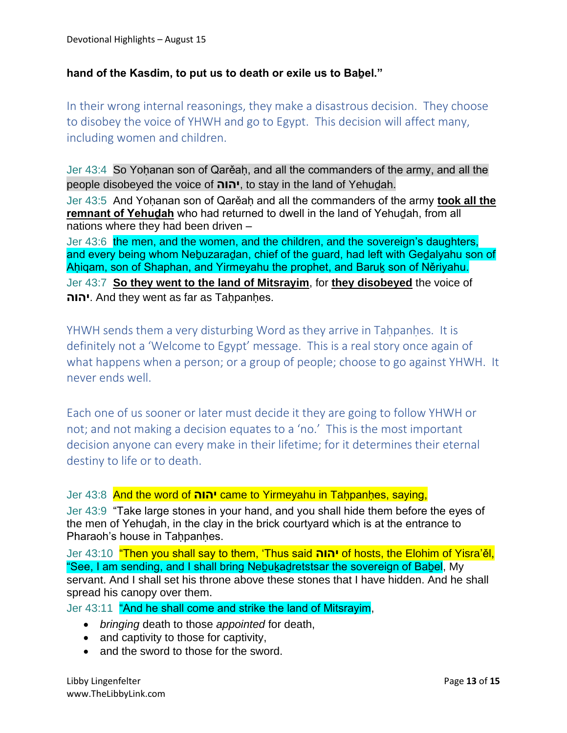**hand of the Kasdim, to put us to death or exile us to Baḇel."**

In their wrong internal reasonings, they make a disastrous decision. They choose to disobey the voice of YHWH and go to Egypt. This decision will affect many, including women and children.

Jer 43:4 So Yoḥanan son of Qarěaḥ, and all the commanders of the army, and all the people disobeyed the voice of **יהוה**, to stay in the land of Yehuḏah.

Jer 43:5 And Yoḥanan son of Qarěaḥ and all the commanders of the army **took all the remnant of Yehuḏah** who had returned to dwell in the land of Yehuḏah, from all nations where they had been driven –

Jer 43:6 the men, and the women, and the children, and the sovereign's daughters, and every being whom Neḇuzaraḏan, chief of the guard, had left with Geḏalyahu son of Aḥiqam, son of Shaphan, and Yirmeyahu the prophet, and Baruḵ son of Něriyahu.

Jer 43:7 **So they went to the land of Mitsrayim**, for **they disobeyed** the voice of **יהוה**. And they went as far as Taḥpanḥes.

YHWH sends them a very disturbing Word as they arrive in Taḥpanḥes. It is definitely not a 'Welcome to Egypt' message. This is a real story once again of what happens when a person; or a group of people; choose to go against YHWH. It never ends well.

Each one of us sooner or later must decide it they are going to follow YHWH or not; and not making a decision equates to a 'no.' This is the most important decision anyone can every make in their lifetime; for it determines their eternal destiny to life or to death.

Jer 43:8 And the word of **יהוה** came to Yirmeyahu in Taḥpanḥes, saying,

Jer 43:9 "Take large stones in your hand, and you shall hide them before the eyes of the men of Yehuḏah, in the clay in the brick courtyard which is at the entrance to Pharaoh's house in Taḥpanḥes.

Jer 43:10 "Then you shall say to them, 'Thus said **יהוה** of hosts, the Elohim of Yisra'ěl, "See, I am sending, and I shall bring Neḇuḵaḏretstsar the sovereign of Baḇel, My servant. And I shall set his throne above these stones that I have hidden. And he shall spread his canopy over them.

Jer 43:11 "And he shall come and strike the land of Mitsrayim,

- *bringing* death to those *appointed* for death,
- and captivity to those for captivity,
- and the sword to those for the sword.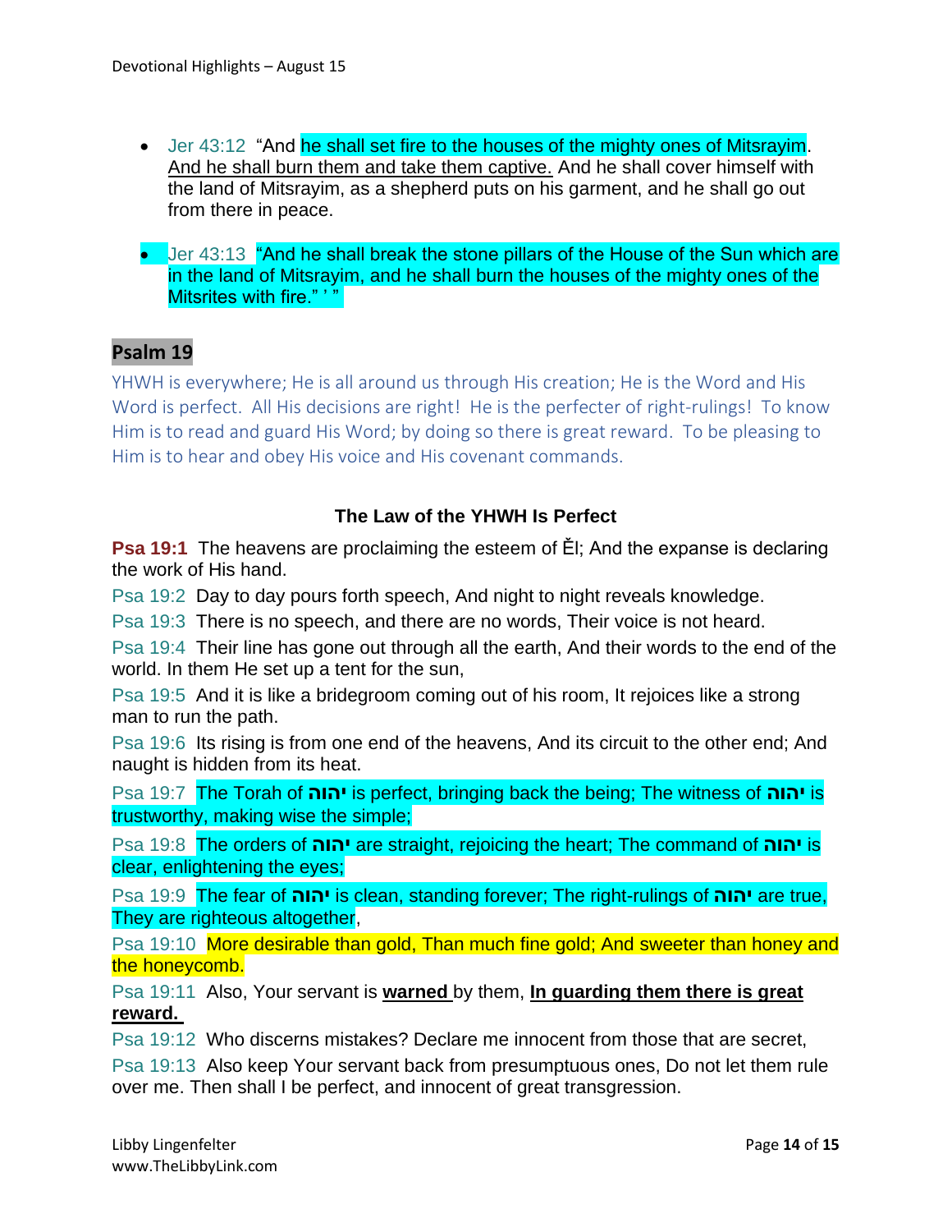- Jer 43:12 “And he shall set fire to the houses of the mighty ones of Mitsrayim. And he shall burn them and take them captive. And he shall cover himself with the land of Mitsrayim, as a shepherd puts on his garment, and he shall go out from there in peace.

- Jer 43:13 “And he shall break the stone pillars of the House of the Sun which are in the land of Mitsrayim, and he shall burn the houses of the mighty ones of the Mitsrites with fire.” ’ ”

## Psalm 19

YHWH is everywhere; He is all around us through His creation; He is the Word and His Word is perfect. All His decisions are right! He is the perfecter of right-rulings! To know Him is to read and guard His Word; by doing so there is great reward. To be pleasing to Him is to hear and obey His voice and His covenant commands.

### The Law of the YHWH Is Perfect

**Psa 19:1** The heavens are proclaiming the esteem of Ěl; And the expanse is declaring the work of His hand.

Psa 19:2 Day to day pours forth speech, And night to night reveals knowledge.

Psa 19:3 There is no speech, and there are no words, Their voice is not heard.

Psa 19:4 Their line has gone out through all the earth, And their words to the end of the world. In them He set up a tent for the sun,

Psa 19:5 And it is like a bridegroom coming out of his room, It rejoices like a strong man to run the path.

Psa 19:6 Its rising is from one end of the heavens, And its circuit to the other end; And naught is hidden from its heat.

Psa 19:7 The Torah of **יהוה** is perfect, bringing back the being; The witness of **יהוה** is trustworthy, making wise the simple;

Psa 19:8 The orders of **יהוה** are straight, rejoicing the heart; The command of **יהוה** is clear, enlightening the eyes;

Psa 19:9 The fear of **יהוה** is clean, standing forever; The right-rulings of **יהוה** are true, They are righteous altogether,

Psa 19:10 More desirable than gold, Than much fine gold; And sweeter than honey and the honeycomb.

Psa 19:11 Also, Your servant is **warned** by them, **In guarding them there is great reward.**

Psa 19:12 Who discerns mistakes? Declare me innocent from those that are secret,

Psa 19:13 Also keep Your servant back from presumptuous ones, Do not let them rule over me. Then shall I be perfect, and innocent of great transgression.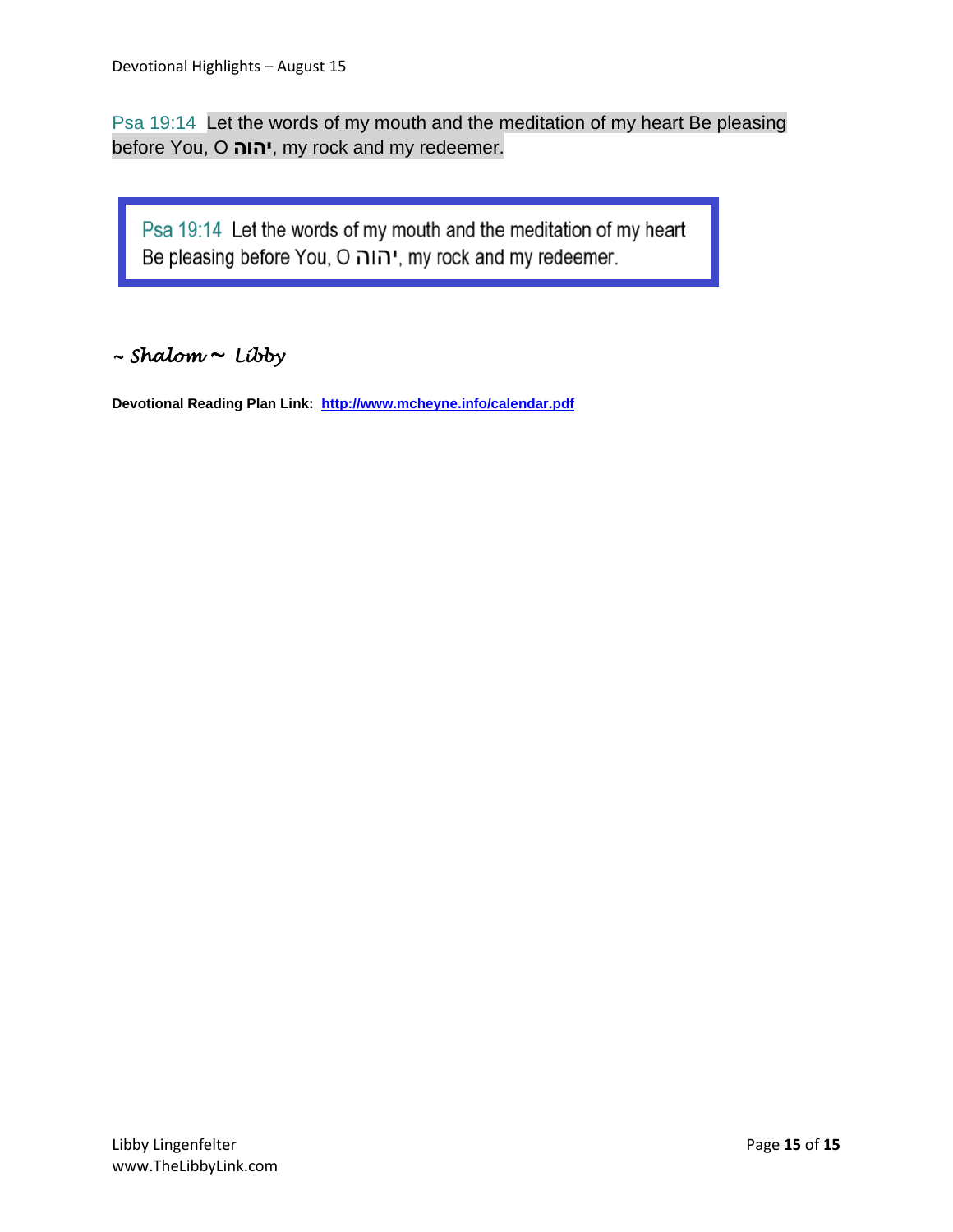Psa 19:14 Let the words of my mouth and the meditation of my heart Be pleasing before You, O **יהוה**, my rock and my redeemer.

> Psa 19:14 Let the words of my mouth and the meditation of my heart Be pleasing before You, O יהוה, my rock and my redeemer.

*~ Shalom ~ Libby*

**Devotional Reading Plan Link:** [http://www.mcheyne.info/calendar.pdf](http://www.mcheyne.info/calendar.pdf)